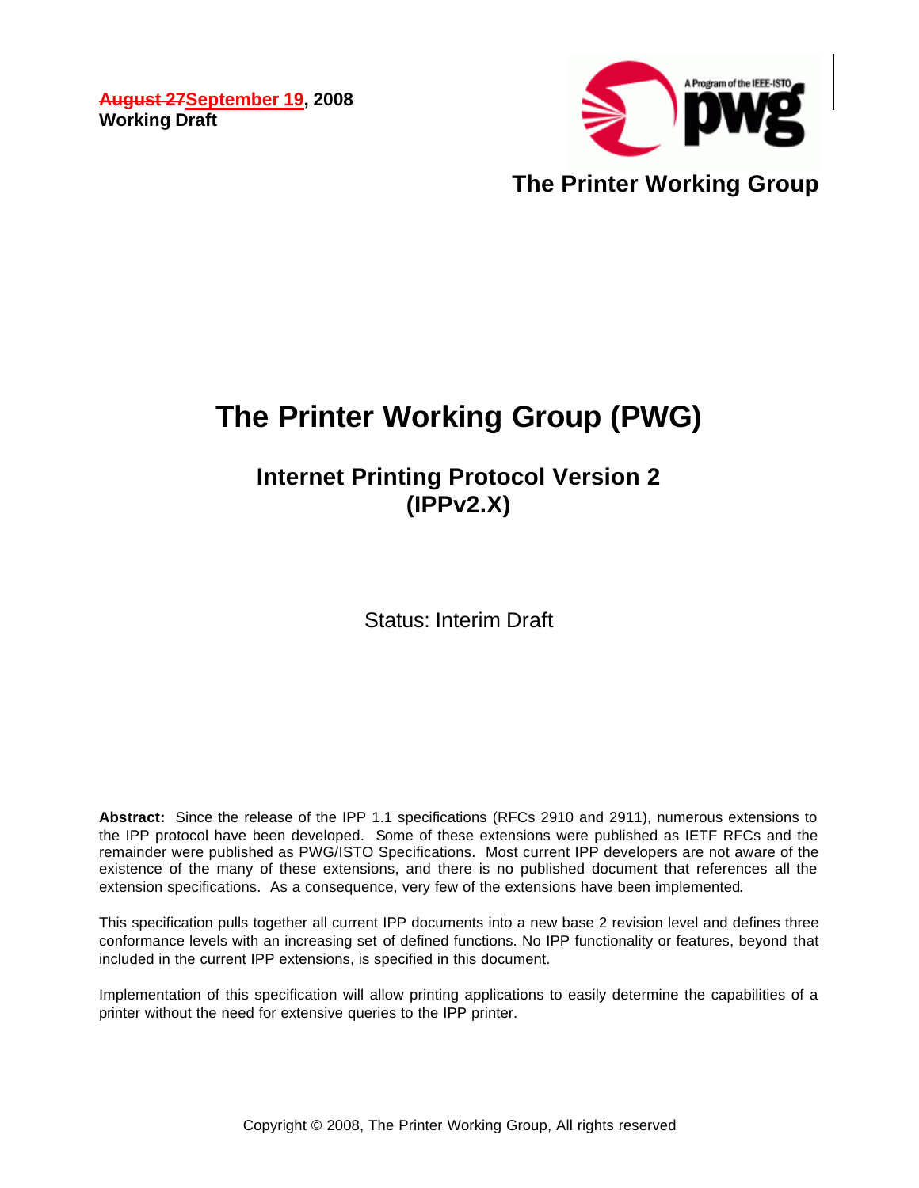~~August 27~~September 19, 2008
**Working Draft**

**The Printer Working Group**

# The Printer Working Group (PWG)

## Internet Printing Protocol Version 2 (IPPv2.X)

Status: Interim Draft

**Abstract:** Since the release of the IPP 1.1 specifications (RFCs 2910 and 2911), numerous extensions to the IPP protocol have been developed. Some of these extensions were published as IETF RFCs and the remainder were published as PWG/ISTO Specifications. Most current IPP developers are not aware of the existence of the many of these extensions, and there is no published document that references all the extension specifications. As a consequence, very few of the extensions have been implemented.

This specification pulls together all current IPP documents into a new base 2 revision level and defines three conformance levels with an increasing set of defined functions. No IPP functionality or features, beyond that included in the current IPP extensions, is specified in this document.

Implementation of this specification will allow printing applications to easily determine the capabilities of a printer without the need for extensive queries to the IPP printer.

Copyright © 2008, The Printer Working Group, All rights reserved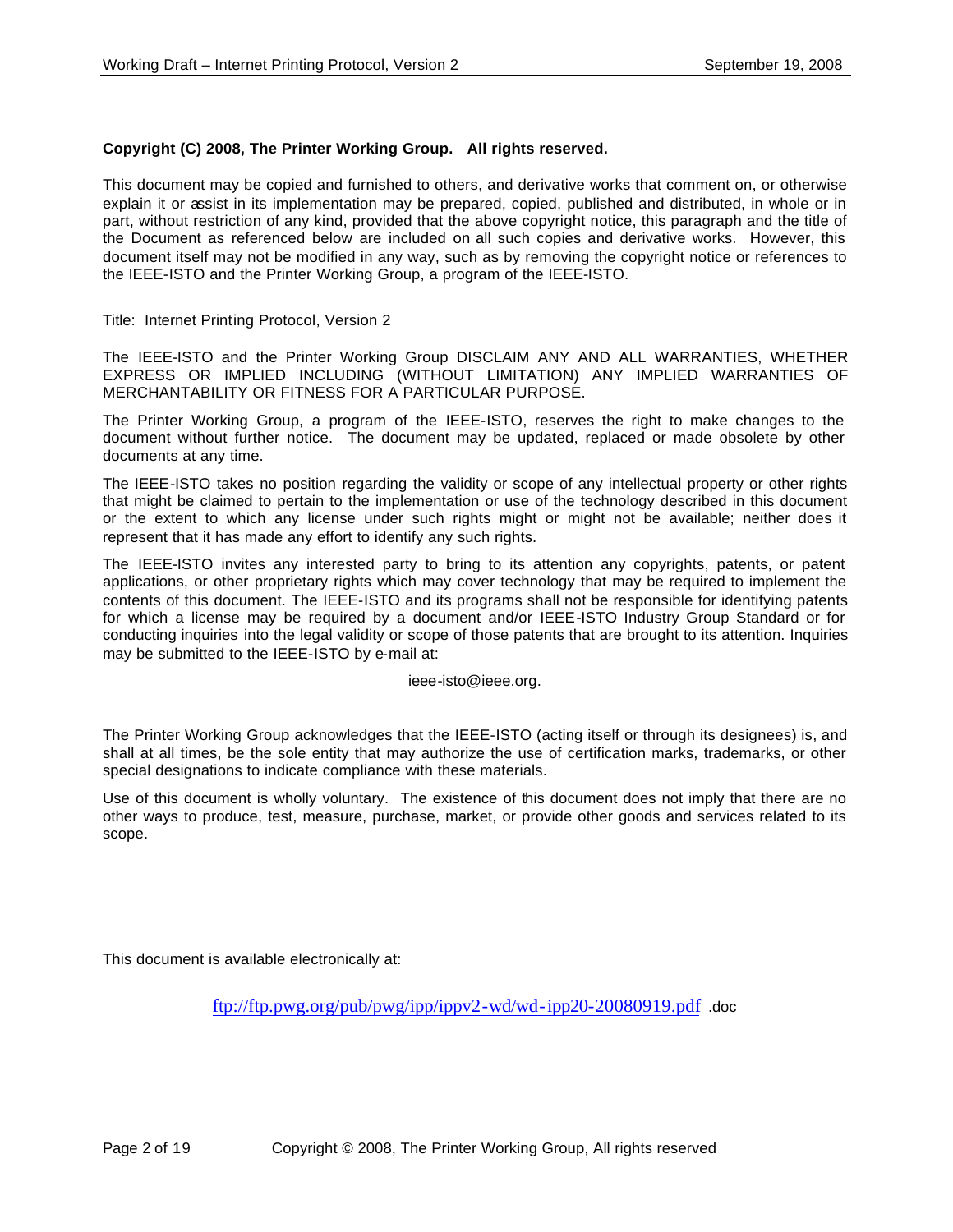**Copyright (C) 2008, The Printer Working Group. All rights reserved.**

This document may be copied and furnished to others, and derivative works that comment on, or otherwise explain it or assist in its implementation may be prepared, copied, published and distributed, in whole or in part, without restriction of any kind, provided that the above copyright notice, this paragraph and the title of the Document as referenced below are included on all such copies and derivative works. However, this document itself may not be modified in any way, such as by removing the copyright notice or references to the IEEE-ISTO and the Printer Working Group, a program of the IEEE-ISTO.

Title: Internet Printing Protocol, Version 2

The IEEE-ISTO and the Printer Working Group DISCLAIM ANY AND ALL WARRANTIES, WHETHER EXPRESS OR IMPLIED INCLUDING (WITHOUT LIMITATION) ANY IMPLIED WARRANTIES OF MERCHANTABILITY OR FITNESS FOR A PARTICULAR PURPOSE.

The Printer Working Group, a program of the IEEE-ISTO, reserves the right to make changes to the document without further notice. The document may be updated, replaced or made obsolete by other documents at any time.

The IEEE-ISTO takes no position regarding the validity or scope of any intellectual property or other rights that might be claimed to pertain to the implementation or use of the technology described in this document or the extent to which any license under such rights might or might not be available; neither does it represent that it has made any effort to identify any such rights.

The IEEE-ISTO invites any interested party to bring to its attention any copyrights, patents, or patent applications, or other proprietary rights which may cover technology that may be required to implement the contents of this document. The IEEE-ISTO and its programs shall not be responsible for identifying patents for which a license may be required by a document and/or IEEE-ISTO Industry Group Standard or for conducting inquiries into the legal validity or scope of those patents that are brought to its attention. Inquiries may be submitted to the IEEE-ISTO by e-mail at:

ieee-isto@ieee.org.

The Printer Working Group acknowledges that the IEEE-ISTO (acting itself or through its designees) is, and shall at all times, be the sole entity that may authorize the use of certification marks, trademarks, or other special designations to indicate compliance with these materials.

Use of this document is wholly voluntary. The existence of this document does not imply that there are no other ways to produce, test, measure, purchase, market, or provide other goods and services related to its scope.

This document is available electronically at:

ftp://ftp.pwg.org/pub/pwg/ipp/ippv2-wd/wd-ipp20-20080919.pdf .doc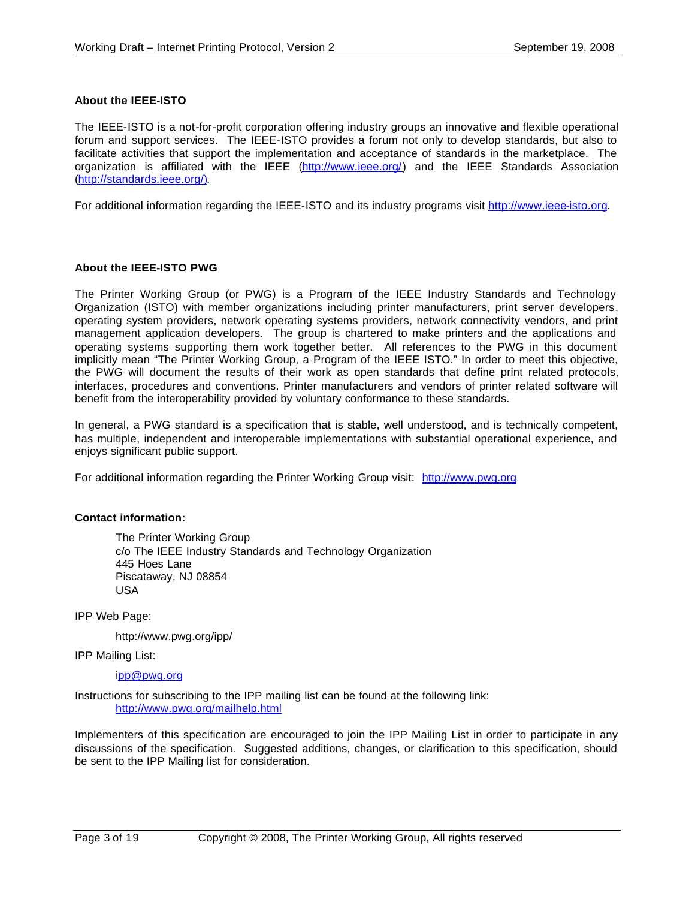**About the IEEE-ISTO**

The IEEE-ISTO is a not-for-profit corporation offering industry groups an innovative and flexible operational forum and support services. The IEEE-ISTO provides a forum not only to develop standards, but also to facilitate activities that support the implementation and acceptance of standards in the marketplace. The organization is affiliated with the IEEE (http://www.ieee.org/) and the IEEE Standards Association (http://standards.ieee.org/).

For additional information regarding the IEEE-ISTO and its industry programs visit http://www.ieee-isto.org.

**About the IEEE-ISTO PWG**

The Printer Working Group (or PWG) is a Program of the IEEE Industry Standards and Technology Organization (ISTO) with member organizations including printer manufacturers, print server developers, operating system providers, network operating systems providers, network connectivity vendors, and print management application developers. The group is chartered to make printers and the applications and operating systems supporting them work together better. All references to the PWG in this document implicitly mean "The Printer Working Group, a Program of the IEEE ISTO." In order to meet this objective, the PWG will document the results of their work as open standards that define print related protocols, interfaces, procedures and conventions. Printer manufacturers and vendors of printer related software will benefit from the interoperability provided by voluntary conformance to these standards.

In general, a PWG standard is a specification that is stable, well understood, and is technically competent, has multiple, independent and interoperable implementations with substantial operational experience, and enjoys significant public support.

For additional information regarding the Printer Working Group visit: http://www.pwg.org

**Contact information:**

> The Printer Working Group
> c/o The IEEE Industry Standards and Technology Organization
> 445 Hoes Lane
> Piscataway, NJ 08854
> USA

IPP Web Page:

> http://www.pwg.org/ipp/

IPP Mailing List:

> ipp@pwg.org

Instructions for subscribing to the IPP mailing list can be found at the following link:
> http://www.pwg.org/mailhelp.html

Implementers of this specification are encouraged to join the IPP Mailing List in order to participate in any discussions of the specification. Suggested additions, changes, or clarification to this specification, should be sent to the IPP Mailing list for consideration.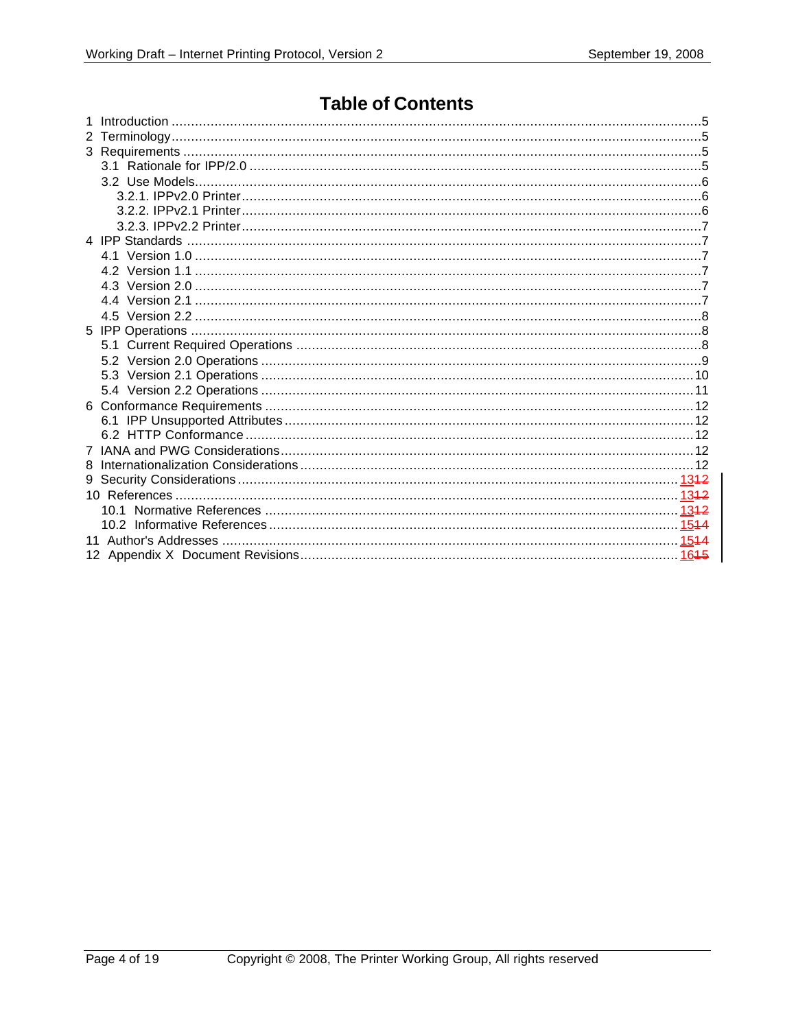# Table of Contents

1 Introduction .....5
2 Terminology .....5
3 Requirements .....5
  3.1 Rationale for IPP/2.0 .....5
  3.2 Use Models .....6
    3.2.1. IPPv2.0 Printer .....6
    3.2.2. IPPv2.1 Printer .....6
    3.2.3. IPPv2.2 Printer .....7
4 IPP Standards .....7
  4.1 Version 1.0 .....7
  4.2 Version 1.1 .....7
  4.3 Version 2.0 .....7
  4.4 Version 2.1 .....7
  4.5 Version 2.2 .....8
5 IPP Operations .....8
  5.1 Current Required Operations .....8
  5.2 Version 2.0 Operations .....9
  5.3 Version 2.1 Operations .....10
  5.4 Version 2.2 Operations .....11
6 Conformance Requirements .....12
  6.1 IPP Unsupported Attributes .....12
  6.2 HTTP Conformance .....12
7 IANA and PWG Considerations .....12
8 Internationalization Considerations .....12
9 Security Considerations .....13~~12~~
10 References .....13~~12~~
  10.1 Normative References .....13~~12~~
  10.2 Informative References .....15~~14~~
11 Author's Addresses .....15~~14~~
12 Appendix X Document Revisions .....16~~15~~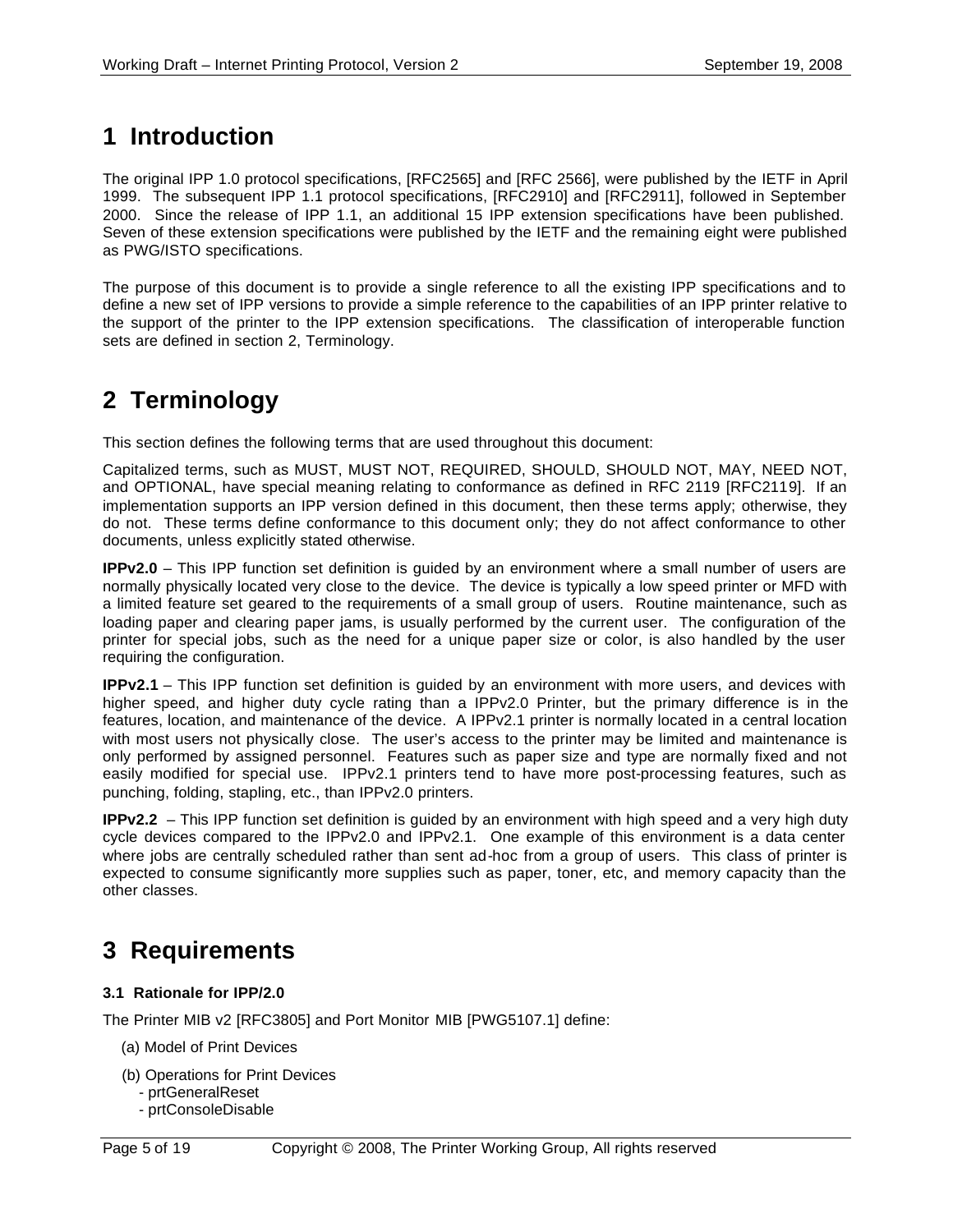# 1 Introduction

The original IPP 1.0 protocol specifications, [RFC2565] and [RFC 2566], were published by the IETF in April 1999. The subsequent IPP 1.1 protocol specifications, [RFC2910] and [RFC2911], followed in September 2000. Since the release of IPP 1.1, an additional 15 IPP extension specifications have been published. Seven of these extension specifications were published by the IETF and the remaining eight were published as PWG/ISTO specifications.

The purpose of this document is to provide a single reference to all the existing IPP specifications and to define a new set of IPP versions to provide a simple reference to the capabilities of an IPP printer relative to the support of the printer to the IPP extension specifications. The classification of interoperable function sets are defined in section 2, Terminology.

# 2 Terminology

This section defines the following terms that are used throughout this document:

Capitalized terms, such as MUST, MUST NOT, REQUIRED, SHOULD, SHOULD NOT, MAY, NEED NOT, and OPTIONAL, have special meaning relating to conformance as defined in RFC 2119 [RFC2119]. If an implementation supports an IPP version defined in this document, then these terms apply; otherwise, they do not. These terms define conformance to this document only; they do not affect conformance to other documents, unless explicitly stated otherwise.

**IPPv2.0** – This IPP function set definition is guided by an environment where a small number of users are normally physically located very close to the device. The device is typically a low speed printer or MFD with a limited feature set geared to the requirements of a small group of users. Routine maintenance, such as loading paper and clearing paper jams, is usually performed by the current user. The configuration of the printer for special jobs, such as the need for a unique paper size or color, is also handled by the user requiring the configuration.

**IPPv2.1** – This IPP function set definition is guided by an environment with more users, and devices with higher speed, and higher duty cycle rating than a IPPv2.0 Printer, but the primary difference is in the features, location, and maintenance of the device. A IPPv2.1 printer is normally located in a central location with most users not physically close. The user's access to the printer may be limited and maintenance is only performed by assigned personnel. Features such as paper size and type are normally fixed and not easily modified for special use. IPPv2.1 printers tend to have more post-processing features, such as punching, folding, stapling, etc., than IPPv2.0 printers.

**IPPv2.2** – This IPP function set definition is guided by an environment with high speed and a very high duty cycle devices compared to the IPPv2.0 and IPPv2.1. One example of this environment is a data center where jobs are centrally scheduled rather than sent ad-hoc from a group of users. This class of printer is expected to consume significantly more supplies such as paper, toner, etc, and memory capacity than the other classes.

# 3 Requirements

### 3.1 Rationale for IPP/2.0

The Printer MIB v2 [RFC3805] and Port Monitor MIB [PWG5107.1] define:

(a) Model of Print Devices

(b) Operations for Print Devices
- prtGeneralReset
- prtConsoleDisable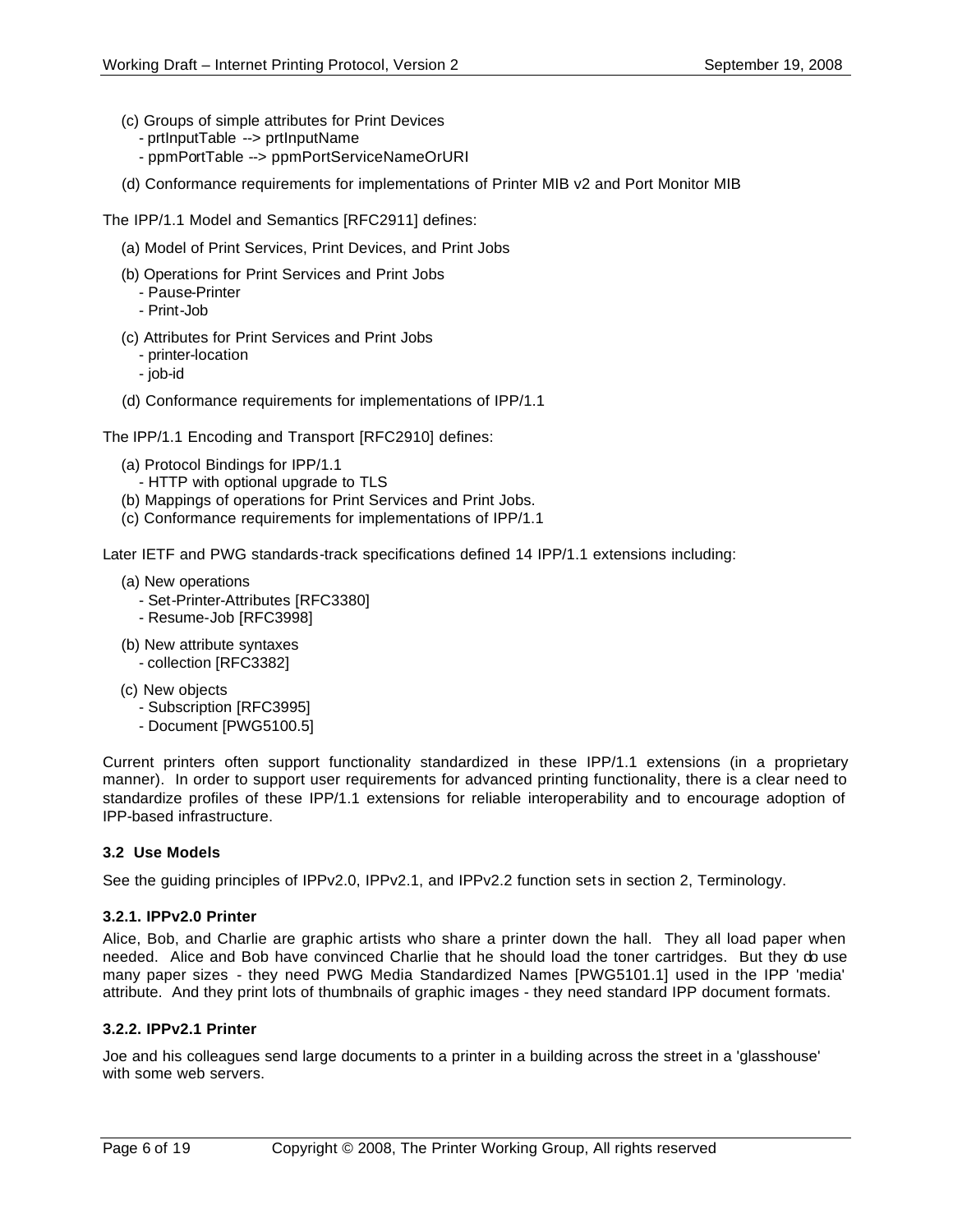(c) Groups of simple attributes for Print Devices
   - prtInputTable --> prtInputName
   - ppmPortTable --> ppmPortServiceNameOrURI

(d) Conformance requirements for implementations of Printer MIB v2 and Port Monitor MIB

The IPP/1.1 Model and Semantics [RFC2911] defines:

(a) Model of Print Services, Print Devices, and Print Jobs

(b) Operations for Print Services and Print Jobs
   - Pause-Printer
   - Print-Job

(c) Attributes for Print Services and Print Jobs
   - printer-location
   - job-id

(d) Conformance requirements for implementations of IPP/1.1

The IPP/1.1 Encoding and Transport [RFC2910] defines:

(a) Protocol Bindings for IPP/1.1
   - HTTP with optional upgrade to TLS
(b) Mappings of operations for Print Services and Print Jobs.
(c) Conformance requirements for implementations of IPP/1.1

Later IETF and PWG standards-track specifications defined 14 IPP/1.1 extensions including:

(a) New operations
   - Set-Printer-Attributes [RFC3380]
   - Resume-Job [RFC3998]

(b) New attribute syntaxes
   - collection [RFC3382]

(c) New objects
   - Subscription [RFC3995]
   - Document [PWG5100.5]

Current printers often support functionality standardized in these IPP/1.1 extensions (in a proprietary manner). In order to support user requirements for advanced printing functionality, there is a clear need to standardize profiles of these IPP/1.1 extensions for reliable interoperability and to encourage adoption of IPP-based infrastructure.

### 3.2 Use Models

See the guiding principles of IPPv2.0, IPPv2.1, and IPPv2.2 function sets in section 2, Terminology.

#### 3.2.1. IPPv2.0 Printer

Alice, Bob, and Charlie are graphic artists who share a printer down the hall. They all load paper when needed. Alice and Bob have convinced Charlie that he should load the toner cartridges. But they do use many paper sizes - they need PWG Media Standardized Names [PWG5101.1] used in the IPP 'media' attribute. And they print lots of thumbnails of graphic images - they need standard IPP document formats.

#### 3.2.2. IPPv2.1 Printer

Joe and his colleagues send large documents to a printer in a building across the street in a 'glasshouse' with some web servers.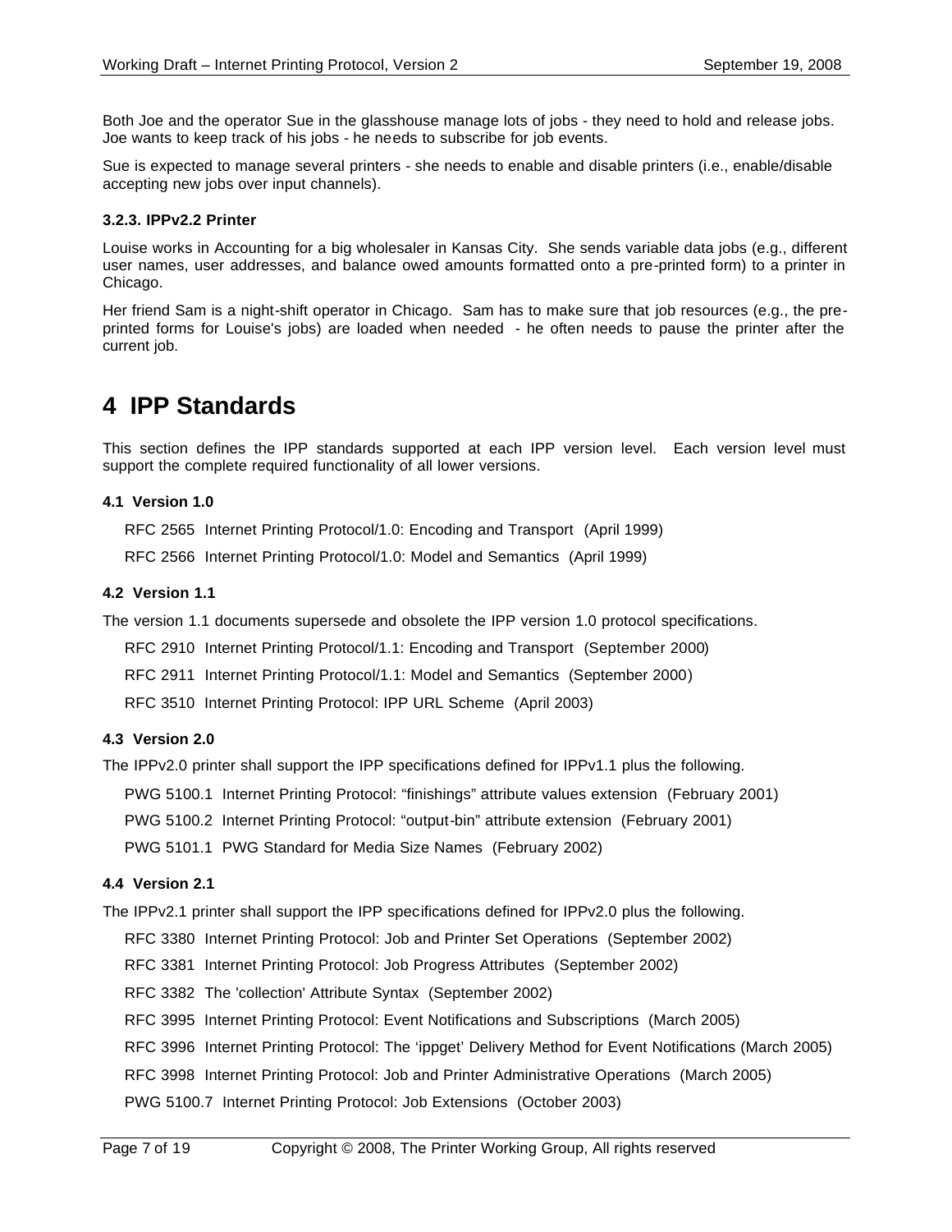Both Joe and the operator Sue in the glasshouse manage lots of jobs - they need to hold and release jobs. Joe wants to keep track of his jobs - he needs to subscribe for job events.

Sue is expected to manage several printers - she needs to enable and disable printers (i.e., enable/disable accepting new jobs over input channels).

#### 3.2.3. IPPv2.2 Printer

Louise works in Accounting for a big wholesaler in Kansas City. She sends variable data jobs (e.g., different user names, user addresses, and balance owed amounts formatted onto a pre-printed form) to a printer in Chicago.

Her friend Sam is a night-shift operator in Chicago. Sam has to make sure that job resources (e.g., the pre-printed forms for Louise's jobs) are loaded when needed - he often needs to pause the printer after the current job.

# 4 IPP Standards

This section defines the IPP standards supported at each IPP version level. Each version level must support the complete required functionality of all lower versions.

### 4.1 Version 1.0

RFC 2565 Internet Printing Protocol/1.0: Encoding and Transport (April 1999)

RFC 2566 Internet Printing Protocol/1.0: Model and Semantics (April 1999)

### 4.2 Version 1.1

The version 1.1 documents supersede and obsolete the IPP version 1.0 protocol specifications.

RFC 2910 Internet Printing Protocol/1.1: Encoding and Transport (September 2000)

RFC 2911 Internet Printing Protocol/1.1: Model and Semantics (September 2000)

RFC 3510 Internet Printing Protocol: IPP URL Scheme (April 2003)

### 4.3 Version 2.0

The IPPv2.0 printer shall support the IPP specifications defined for IPPv1.1 plus the following.

PWG 5100.1 Internet Printing Protocol: “finishings” attribute values extension (February 2001)

PWG 5100.2 Internet Printing Protocol: “output-bin” attribute extension (February 2001)

PWG 5101.1 PWG Standard for Media Size Names (February 2002)

### 4.4 Version 2.1

The IPPv2.1 printer shall support the IPP specifications defined for IPPv2.0 plus the following.

RFC 3380 Internet Printing Protocol: Job and Printer Set Operations (September 2002)

RFC 3381 Internet Printing Protocol: Job Progress Attributes (September 2002)

RFC 3382 The 'collection' Attribute Syntax (September 2002)

RFC 3995 Internet Printing Protocol: Event Notifications and Subscriptions (March 2005)

RFC 3996 Internet Printing Protocol: The ‘ippget’ Delivery Method for Event Notifications (March 2005)

RFC 3998 Internet Printing Protocol: Job and Printer Administrative Operations (March 2005)

PWG 5100.7 Internet Printing Protocol: Job Extensions (October 2003)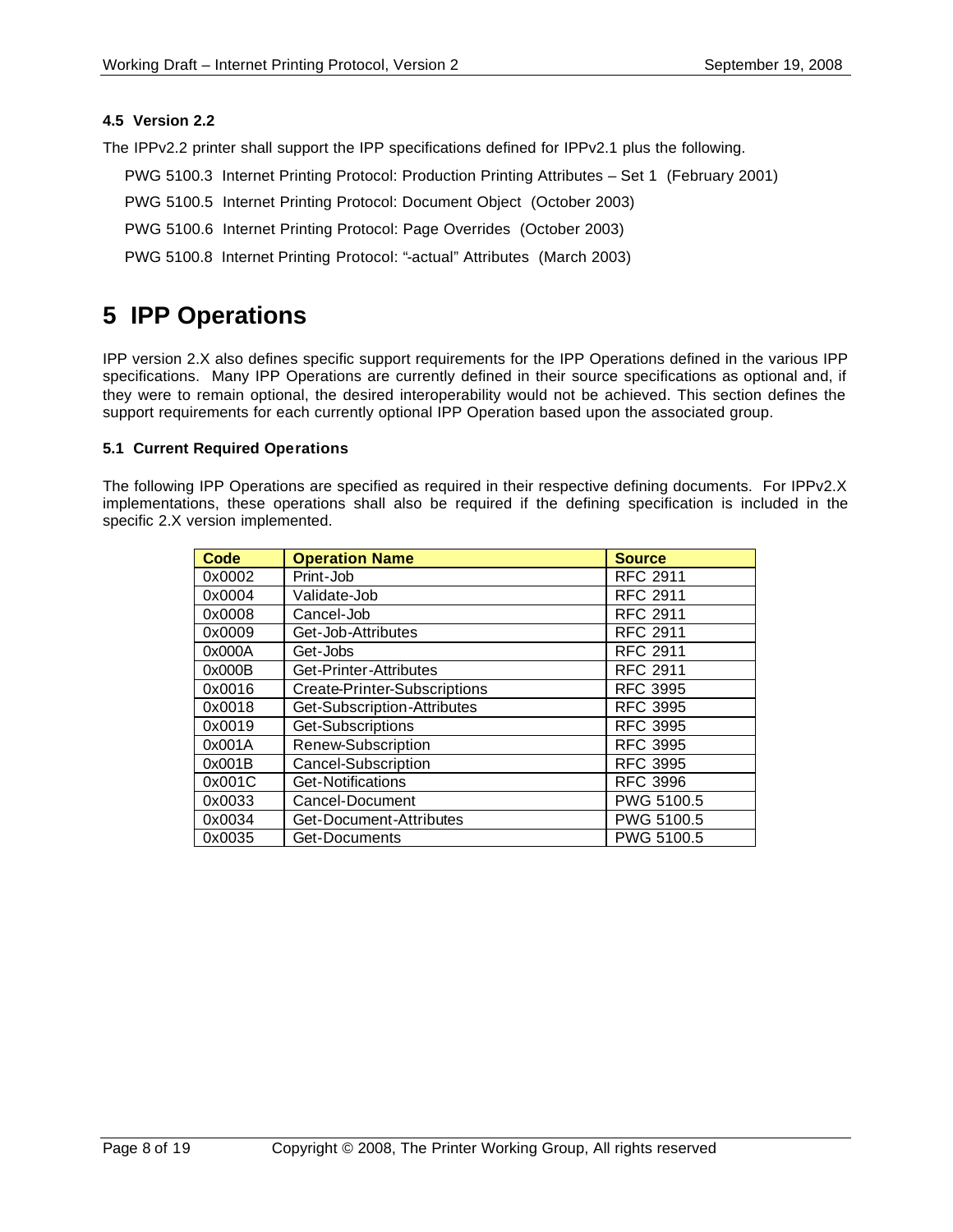### 4.5 Version 2.2

The IPPv2.2 printer shall support the IPP specifications defined for IPPv2.1 plus the following.

PWG 5100.3 Internet Printing Protocol: Production Printing Attributes – Set 1 (February 2001)

PWG 5100.5 Internet Printing Protocol: Document Object (October 2003)

PWG 5100.6 Internet Printing Protocol: Page Overrides (October 2003)

PWG 5100.8 Internet Printing Protocol: "-actual" Attributes (March 2003)

# 5 IPP Operations

IPP version 2.X also defines specific support requirements for the IPP Operations defined in the various IPP specifications. Many IPP Operations are currently defined in their source specifications as optional and, if they were to remain optional, the desired interoperability would not be achieved. This section defines the support requirements for each currently optional IPP Operation based upon the associated group.

### 5.1 Current Required Operations

The following IPP Operations are specified as required in their respective defining documents. For IPPv2.X implementations, these operations shall also be required if the defining specification is included in the specific 2.X version implemented.

| Code | Operation Name | Source |
|---|---|---|
| 0x0002 | Print-Job | RFC 2911 |
| 0x0004 | Validate-Job | RFC 2911 |
| 0x0008 | Cancel-Job | RFC 2911 |
| 0x0009 | Get-Job-Attributes | RFC 2911 |
| 0x000A | Get-Jobs | RFC 2911 |
| 0x000B | Get-Printer-Attributes | RFC 2911 |
| 0x0016 | Create-Printer-Subscriptions | RFC 3995 |
| 0x0018 | Get-Subscription-Attributes | RFC 3995 |
| 0x0019 | Get-Subscriptions | RFC 3995 |
| 0x001A | Renew-Subscription | RFC 3995 |
| 0x001B | Cancel-Subscription | RFC 3995 |
| 0x001C | Get-Notifications | RFC 3996 |
| 0x0033 | Cancel-Document | PWG 5100.5 |
| 0x0034 | Get-Document-Attributes | PWG 5100.5 |
| 0x0035 | Get-Documents | PWG 5100.5 |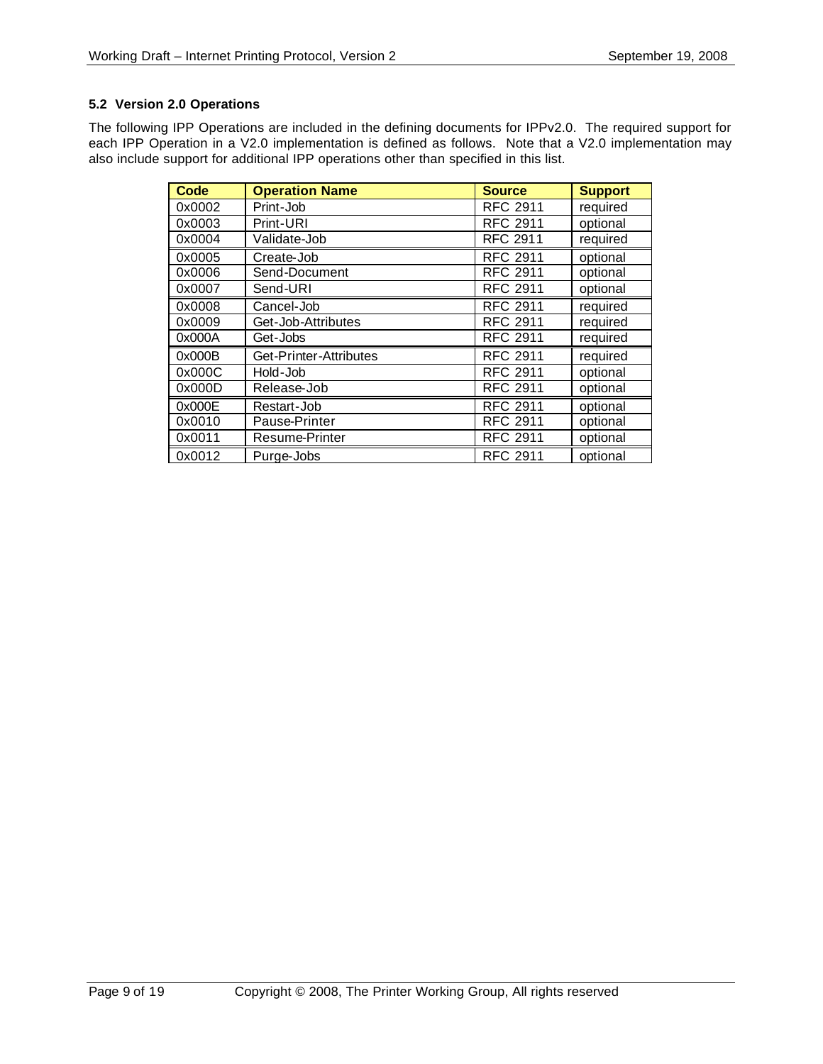### 5.2 Version 2.0 Operations

The following IPP Operations are included in the defining documents for IPPv2.0. The required support for each IPP Operation in a V2.0 implementation is defined as follows. Note that a V2.0 implementation may also include support for additional IPP operations other than specified in this list.

| Code | Operation Name | Source | Support |
|---|---|---|---|
| 0x0002 | Print-Job | RFC 2911 | required |
| 0x0003 | Print-URI | RFC 2911 | optional |
| 0x0004 | Validate-Job | RFC 2911 | required |
| 0x0005 | Create-Job | RFC 2911 | optional |
| 0x0006 | Send-Document | RFC 2911 | optional |
| 0x0007 | Send-URI | RFC 2911 | optional |
| 0x0008 | Cancel-Job | RFC 2911 | required |
| 0x0009 | Get-Job-Attributes | RFC 2911 | required |
| 0x000A | Get-Jobs | RFC 2911 | required |
| 0x000B | Get-Printer-Attributes | RFC 2911 | required |
| 0x000C | Hold-Job | RFC 2911 | optional |
| 0x000D | Release-Job | RFC 2911 | optional |
| 0x000E | Restart-Job | RFC 2911 | optional |
| 0x0010 | Pause-Printer | RFC 2911 | optional |
| 0x0011 | Resume-Printer | RFC 2911 | optional |
| 0x0012 | Purge-Jobs | RFC 2911 | optional |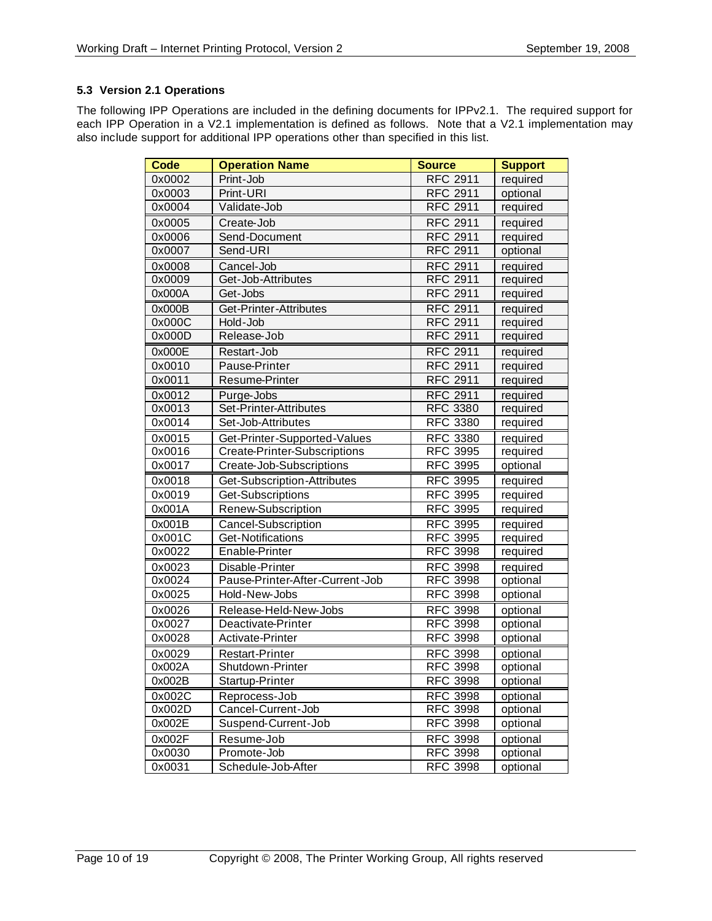### 5.3 Version 2.1 Operations

The following IPP Operations are included in the defining documents for IPPv2.1. The required support for each IPP Operation in a V2.1 implementation is defined as follows. Note that a V2.1 implementation may also include support for additional IPP operations other than specified in this list.

| Code | Operation Name | Source | Support |
|---|---|---|---|
| 0x0002 | Print-Job | RFC 2911 | required |
| 0x0003 | Print-URI | RFC 2911 | optional |
| 0x0004 | Validate-Job | RFC 2911 | required |
| 0x0005 | Create-Job | RFC 2911 | required |
| 0x0006 | Send-Document | RFC 2911 | required |
| 0x0007 | Send-URI | RFC 2911 | optional |
| 0x0008 | Cancel-Job | RFC 2911 | required |
| 0x0009 | Get-Job-Attributes | RFC 2911 | required |
| 0x000A | Get-Jobs | RFC 2911 | required |
| 0x000B | Get-Printer-Attributes | RFC 2911 | required |
| 0x000C | Hold-Job | RFC 2911 | required |
| 0x000D | Release-Job | RFC 2911 | required |
| 0x000E | Restart-Job | RFC 2911 | required |
| 0x0010 | Pause-Printer | RFC 2911 | required |
| 0x0011 | Resume-Printer | RFC 2911 | required |
| 0x0012 | Purge-Jobs | RFC 2911 | required |
| 0x0013 | Set-Printer-Attributes | RFC 3380 | required |
| 0x0014 | Set-Job-Attributes | RFC 3380 | required |
| 0x0015 | Get-Printer-Supported-Values | RFC 3380 | required |
| 0x0016 | Create-Printer-Subscriptions | RFC 3995 | required |
| 0x0017 | Create-Job-Subscriptions | RFC 3995 | optional |
| 0x0018 | Get-Subscription-Attributes | RFC 3995 | required |
| 0x0019 | Get-Subscriptions | RFC 3995 | required |
| 0x001A | Renew-Subscription | RFC 3995 | required |
| 0x001B | Cancel-Subscription | RFC 3995 | required |
| 0x001C | Get-Notifications | RFC 3995 | required |
| 0x0022 | Enable-Printer | RFC 3998 | required |
| 0x0023 | Disable-Printer | RFC 3998 | required |
| 0x0024 | Pause-Printer-After-Current-Job | RFC 3998 | optional |
| 0x0025 | Hold-New-Jobs | RFC 3998 | optional |
| 0x0026 | Release-Held-New-Jobs | RFC 3998 | optional |
| 0x0027 | Deactivate-Printer | RFC 3998 | optional |
| 0x0028 | Activate-Printer | RFC 3998 | optional |
| 0x0029 | Restart-Printer | RFC 3998 | optional |
| 0x002A | Shutdown-Printer | RFC 3998 | optional |
| 0x002B | Startup-Printer | RFC 3998 | optional |
| 0x002C | Reprocess-Job | RFC 3998 | optional |
| 0x002D | Cancel-Current-Job | RFC 3998 | optional |
| 0x002E | Suspend-Current-Job | RFC 3998 | optional |
| 0x002F | Resume-Job | RFC 3998 | optional |
| 0x0030 | Promote-Job | RFC 3998 | optional |
| 0x0031 | Schedule-Job-After | RFC 3998 | optional |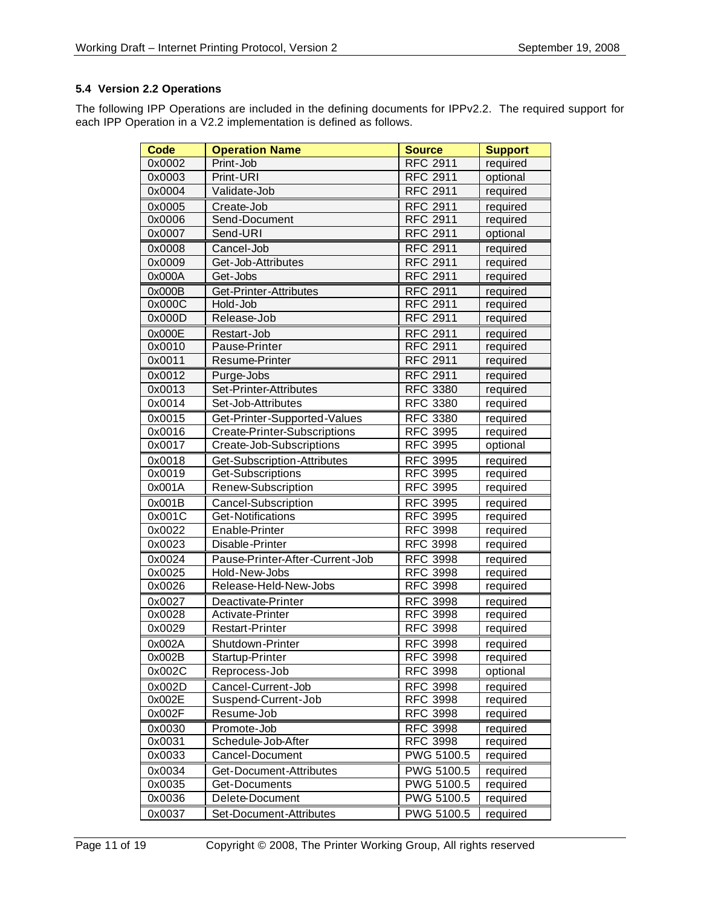### 5.4 Version 2.2 Operations

The following IPP Operations are included in the defining documents for IPPv2.2. The required support for each IPP Operation in a V2.2 implementation is defined as follows.

| Code | Operation Name | Source | Support |
|---|---|---|---|
| 0x0002 | Print-Job | RFC 2911 | required |
| 0x0003 | Print-URI | RFC 2911 | optional |
| 0x0004 | Validate-Job | RFC 2911 | required |
| 0x0005 | Create-Job | RFC 2911 | required |
| 0x0006 | Send-Document | RFC 2911 | required |
| 0x0007 | Send-URI | RFC 2911 | optional |
| 0x0008 | Cancel-Job | RFC 2911 | required |
| 0x0009 | Get-Job-Attributes | RFC 2911 | required |
| 0x000A | Get-Jobs | RFC 2911 | required |
| 0x000B | Get-Printer-Attributes | RFC 2911 | required |
| 0x000C | Hold-Job | RFC 2911 | required |
| 0x000D | Release-Job | RFC 2911 | required |
| 0x000E | Restart-Job | RFC 2911 | required |
| 0x0010 | Pause-Printer | RFC 2911 | required |
| 0x0011 | Resume-Printer | RFC 2911 | required |
| 0x0012 | Purge-Jobs | RFC 2911 | required |
| 0x0013 | Set-Printer-Attributes | RFC 3380 | required |
| 0x0014 | Set-Job-Attributes | RFC 3380 | required |
| 0x0015 | Get-Printer-Supported-Values | RFC 3380 | required |
| 0x0016 | Create-Printer-Subscriptions | RFC 3995 | required |
| 0x0017 | Create-Job-Subscriptions | RFC 3995 | optional |
| 0x0018 | Get-Subscription-Attributes | RFC 3995 | required |
| 0x0019 | Get-Subscriptions | RFC 3995 | required |
| 0x001A | Renew-Subscription | RFC 3995 | required |
| 0x001B | Cancel-Subscription | RFC 3995 | required |
| 0x001C | Get-Notifications | RFC 3995 | required |
| 0x0022 | Enable-Printer | RFC 3998 | required |
| 0x0023 | Disable-Printer | RFC 3998 | required |
| 0x0024 | Pause-Printer-After-Current-Job | RFC 3998 | required |
| 0x0025 | Hold-New-Jobs | RFC 3998 | required |
| 0x0026 | Release-Held-New-Jobs | RFC 3998 | required |
| 0x0027 | Deactivate-Printer | RFC 3998 | required |
| 0x0028 | Activate-Printer | RFC 3998 | required |
| 0x0029 | Restart-Printer | RFC 3998 | required |
| 0x002A | Shutdown-Printer | RFC 3998 | required |
| 0x002B | Startup-Printer | RFC 3998 | required |
| 0x002C | Reprocess-Job | RFC 3998 | optional |
| 0x002D | Cancel-Current-Job | RFC 3998 | required |
| 0x002E | Suspend-Current-Job | RFC 3998 | required |
| 0x002F | Resume-Job | RFC 3998 | required |
| 0x0030 | Promote-Job | RFC 3998 | required |
| 0x0031 | Schedule-Job-After | RFC 3998 | required |
| 0x0033 | Cancel-Document | PWG 5100.5 | required |
| 0x0034 | Get-Document-Attributes | PWG 5100.5 | required |
| 0x0035 | Get-Documents | PWG 5100.5 | required |
| 0x0036 | Delete-Document | PWG 5100.5 | required |
| 0x0037 | Set-Document-Attributes | PWG 5100.5 | required |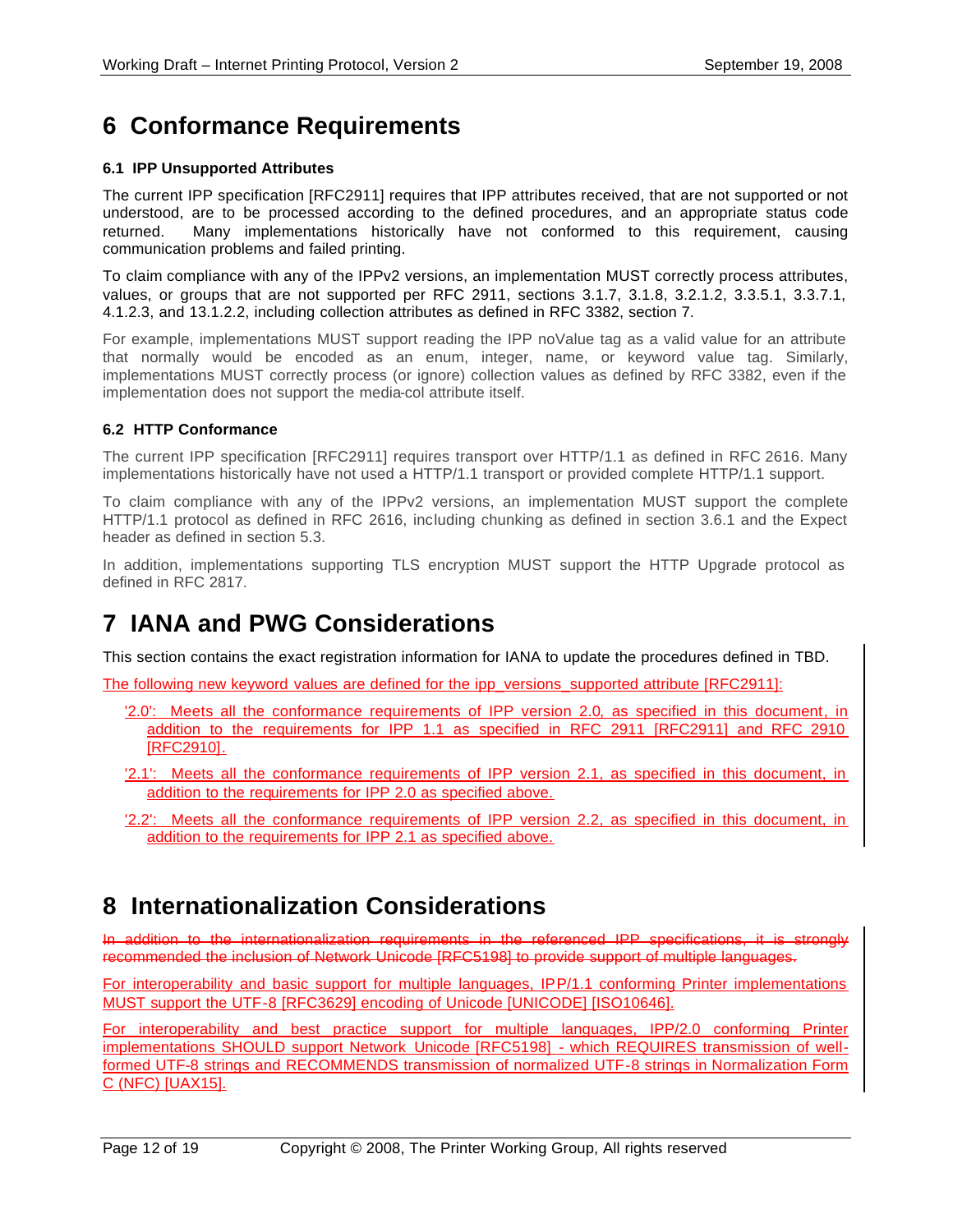# 6 Conformance Requirements

### 6.1 IPP Unsupported Attributes

The current IPP specification [RFC2911] requires that IPP attributes received, that are not supported or not understood, are to be processed according to the defined procedures, and an appropriate status code returned. Many implementations historically have not conformed to this requirement, causing communication problems and failed printing.

To claim compliance with any of the IPPv2 versions, an implementation MUST correctly process attributes, values, or groups that are not supported per RFC 2911, sections 3.1.7, 3.1.8, 3.2.1.2, 3.3.5.1, 3.3.7.1, 4.1.2.3, and 13.1.2.2, including collection attributes as defined in RFC 3382, section 7.

For example, implementations MUST support reading the IPP noValue tag as a valid value for an attribute that normally would be encoded as an enum, integer, name, or keyword value tag. Similarly, implementations MUST correctly process (or ignore) collection values as defined by RFC 3382, even if the implementation does not support the media-col attribute itself.

### 6.2 HTTP Conformance

The current IPP specification [RFC2911] requires transport over HTTP/1.1 as defined in RFC 2616. Many implementations historically have not used a HTTP/1.1 transport or provided complete HTTP/1.1 support.

To claim compliance with any of the IPPv2 versions, an implementation MUST support the complete HTTP/1.1 protocol as defined in RFC 2616, including chunking as defined in section 3.6.1 and the Expect header as defined in section 5.3.

In addition, implementations supporting TLS encryption MUST support the HTTP Upgrade protocol as defined in RFC 2817.

# 7 IANA and PWG Considerations

This section contains the exact registration information for IANA to update the procedures defined in TBD.

The following new keyword values are defined for the ipp_versions_supported attribute [RFC2911]:

- '2.0': Meets all the conformance requirements of IPP version 2.0, as specified in this document, in addition to the requirements for IPP 1.1 as specified in RFC 2911 [RFC2911] and RFC 2910 [RFC2910].
- '2.1': Meets all the conformance requirements of IPP version 2.1, as specified in this document, in addition to the requirements for IPP 2.0 as specified above.
- '2.2': Meets all the conformance requirements of IPP version 2.2, as specified in this document, in addition to the requirements for IPP 2.1 as specified above.

# 8 Internationalization Considerations

~~In addition to the internationalization requirements in the referenced IPP specifications, it is strongly recommended the inclusion of Network Unicode [RFC5198] to provide support of multiple languages.~~

For interoperability and basic support for multiple languages, IPP/1.1 conforming Printer implementations MUST support the UTF-8 [RFC3629] encoding of Unicode [UNICODE] [ISO10646].

For interoperability and best practice support for multiple languages, IPP/2.0 conforming Printer implementations SHOULD support Network Unicode [RFC5198] - which REQUIRES transmission of well-formed UTF-8 strings and RECOMMENDS transmission of normalized UTF-8 strings in Normalization Form C (NFC) [UAX15].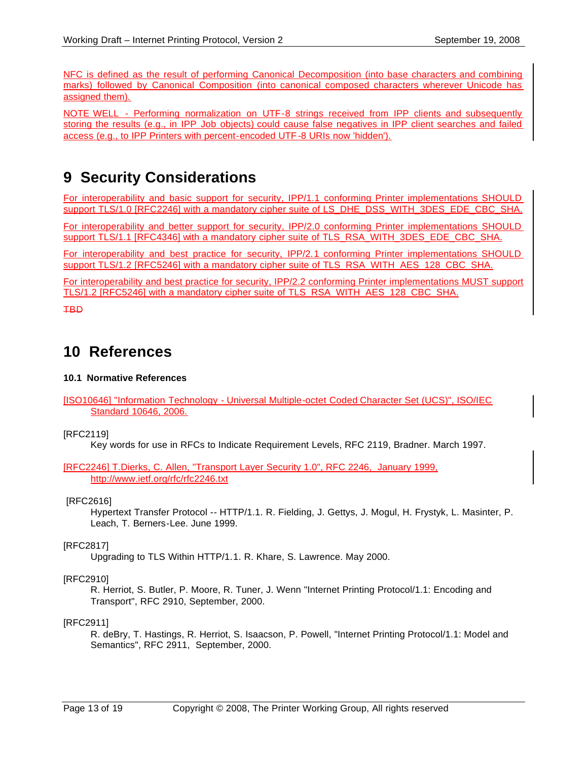NFC is defined as the result of performing Canonical Decomposition (into base characters and combining marks) followed by Canonical Composition (into canonical composed characters wherever Unicode has assigned them).

NOTE WELL - Performing normalization on UTF-8 strings received from IPP clients and subsequently storing the results (e.g., in IPP Job objects) could cause false negatives in IPP client searches and failed access (e.g., to IPP Printers with percent-encoded UTF-8 URIs now 'hidden').

# 9 Security Considerations

For interoperability and basic support for security, IPP/1.1 conforming Printer implementations SHOULD support TLS/1.0 [RFC2246] with a mandatory cipher suite of LS_DHE_DSS_WITH_3DES_EDE_CBC_SHA.

For interoperability and better support for security, IPP/2.0 conforming Printer implementations SHOULD support TLS/1.1 [RFC4346] with a mandatory cipher suite of TLS_RSA_WITH_3DES_EDE_CBC_SHA.

For interoperability and best practice for security, IPP/2.1 conforming Printer implementations SHOULD support TLS/1.2 [RFC5246] with a mandatory cipher suite of TLS_RSA_WITH_AES_128_CBC_SHA.

For interoperability and best practice for security, IPP/2.2 conforming Printer implementations MUST support TLS/1.2 [RFC5246] with a mandatory cipher suite of TLS_RSA_WITH_AES_128_CBC_SHA.

~~TBD~~

# 10 References

### 10.1 Normative References

[ISO10646] "Information Technology - Universal Multiple-octet Coded Character Set (UCS)", ISO/IEC Standard 10646, 2006.

[RFC2119]
Key words for use in RFCs to Indicate Requirement Levels, RFC 2119, Bradner. March 1997.

[RFC2246] T.Dierks, C. Allen, "Transport Layer Security 1.0", RFC 2246, January 1999, http://www.ietf.org/rfc/rfc2246.txt

[RFC2616]
Hypertext Transfer Protocol -- HTTP/1.1. R. Fielding, J. Gettys, J. Mogul, H. Frystyk, L. Masinter, P. Leach, T. Berners-Lee. June 1999.

[RFC2817]
Upgrading to TLS Within HTTP/1.1. R. Khare, S. Lawrence. May 2000.

[RFC2910]
R. Herriot, S. Butler, P. Moore, R. Tuner, J. Wenn "Internet Printing Protocol/1.1: Encoding and Transport", RFC 2910, September, 2000.

[RFC2911]
R. deBry, T. Hastings, R. Herriot, S. Isaacson, P. Powell, "Internet Printing Protocol/1.1: Model and Semantics", RFC 2911, September, 2000.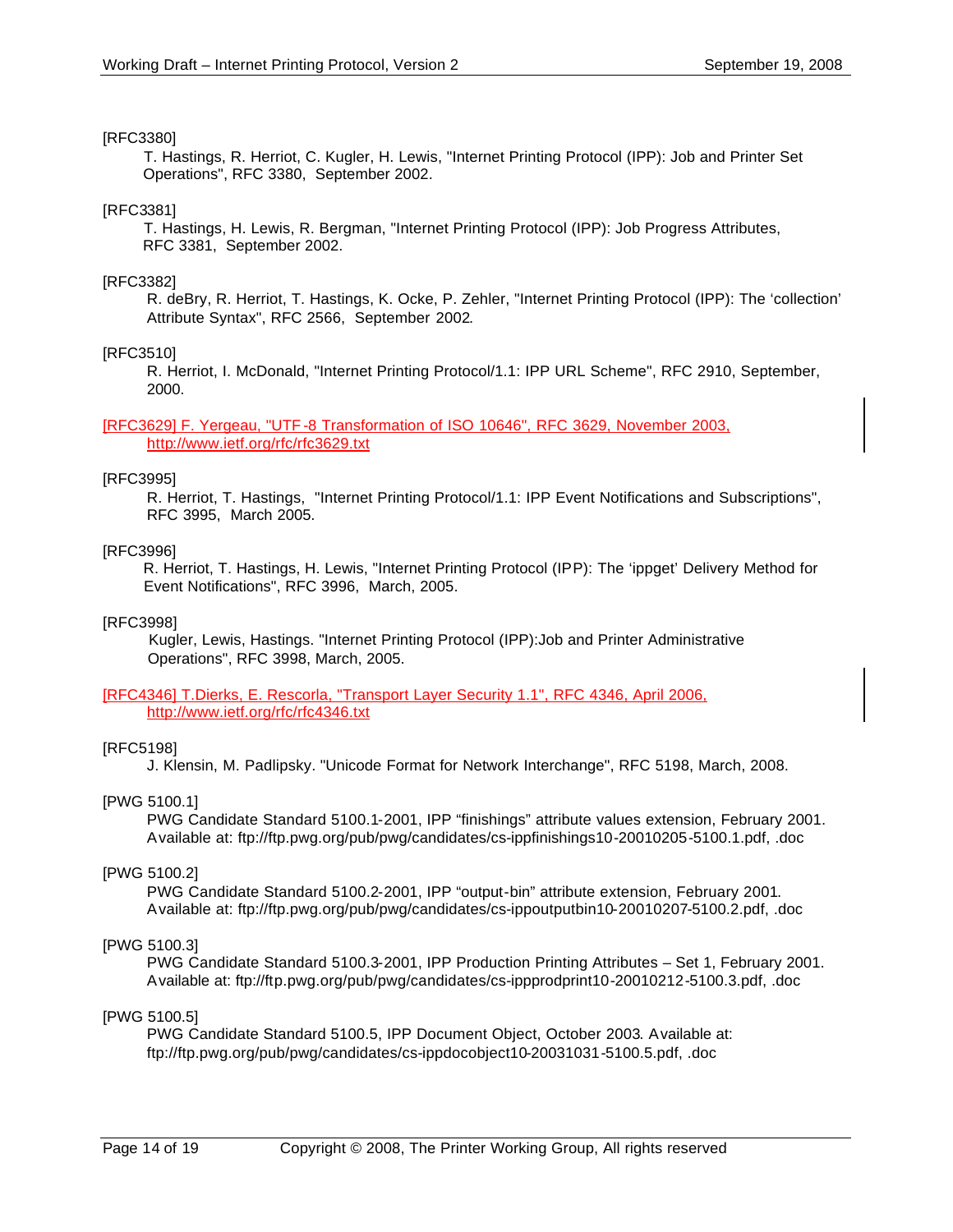[RFC3380]

T. Hastings, R. Herriot, C. Kugler, H. Lewis, "Internet Printing Protocol (IPP): Job and Printer Set Operations", RFC 3380, September 2002.

[RFC3381]

T. Hastings, H. Lewis, R. Bergman, "Internet Printing Protocol (IPP): Job Progress Attributes, RFC 3381, September 2002.

[RFC3382]

R. deBry, R. Herriot, T. Hastings, K. Ocke, P. Zehler, "Internet Printing Protocol (IPP): The 'collection' Attribute Syntax", RFC 2566, September 2002.

[RFC3510]

R. Herriot, I. McDonald, "Internet Printing Protocol/1.1: IPP URL Scheme", RFC 2910, September, 2000.

[RFC3629] F. Yergeau, "UTF-8 Transformation of ISO 10646", RFC 3629, November 2003, http://www.ietf.org/rfc/rfc3629.txt

[RFC3995]

R. Herriot, T. Hastings, "Internet Printing Protocol/1.1: IPP Event Notifications and Subscriptions", RFC 3995, March 2005.

[RFC3996]

R. Herriot, T. Hastings, H. Lewis, "Internet Printing Protocol (IPP): The 'ippget' Delivery Method for Event Notifications", RFC 3996, March, 2005.

[RFC3998]

Kugler, Lewis, Hastings. "Internet Printing Protocol (IPP):Job and Printer Administrative Operations", RFC 3998, March, 2005.

[RFC4346] T.Dierks, E. Rescorla, "Transport Layer Security 1.1", RFC 4346, April 2006, http://www.ietf.org/rfc/rfc4346.txt

[RFC5198]

J. Klensin, M. Padlipsky. "Unicode Format for Network Interchange", RFC 5198, March, 2008.

[PWG 5100.1]

PWG Candidate Standard 5100.1-2001, IPP "finishings" attribute values extension, February 2001. Available at: ftp://ftp.pwg.org/pub/pwg/candidates/cs-ippfinishings10-20010205-5100.1.pdf, .doc

[PWG 5100.2]

PWG Candidate Standard 5100.2-2001, IPP "output-bin" attribute extension, February 2001. Available at: ftp://ftp.pwg.org/pub/pwg/candidates/cs-ippoutputbin10-20010207-5100.2.pdf, .doc

[PWG 5100.3]

PWG Candidate Standard 5100.3-2001, IPP Production Printing Attributes – Set 1, February 2001. Available at: ftp://ftp.pwg.org/pub/pwg/candidates/cs-ippprodprint10-20010212-5100.3.pdf, .doc

[PWG 5100.5]

PWG Candidate Standard 5100.5, IPP Document Object, October 2003. Available at: ftp://ftp.pwg.org/pub/pwg/candidates/cs-ippdocobject10-20031031-5100.5.pdf, .doc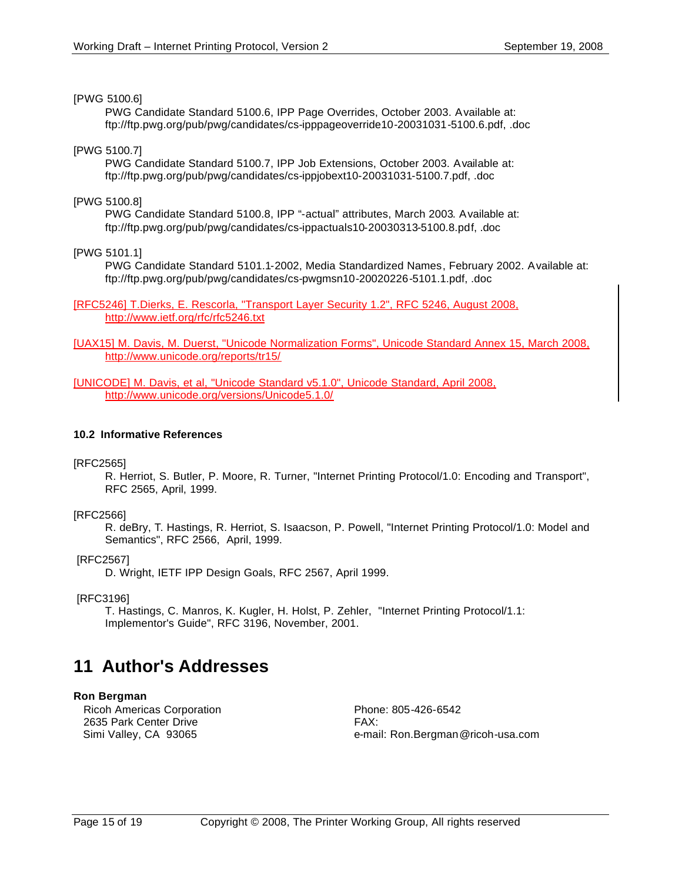[PWG 5100.6]

PWG Candidate Standard 5100.6, IPP Page Overrides, October 2003. Available at: ftp://ftp.pwg.org/pub/pwg/candidates/cs-ipppageoverride10-20031031-5100.6.pdf, .doc

[PWG 5100.7]

PWG Candidate Standard 5100.7, IPP Job Extensions, October 2003. Available at: ftp://ftp.pwg.org/pub/pwg/candidates/cs-ippjobext10-20031031-5100.7.pdf, .doc

[PWG 5100.8]

PWG Candidate Standard 5100.8, IPP "-actual" attributes, March 2003. Available at: ftp://ftp.pwg.org/pub/pwg/candidates/cs-ippactuals10-20030313-5100.8.pdf, .doc

[PWG 5101.1]

PWG Candidate Standard 5101.1-2002, Media Standardized Names, February 2002. Available at: ftp://ftp.pwg.org/pub/pwg/candidates/cs-pwgmsn10-20020226-5101.1.pdf, .doc

[RFC5246] T.Dierks, E. Rescorla, "Transport Layer Security 1.2", RFC 5246, August 2008, http://www.ietf.org/rfc/rfc5246.txt

[UAX15] M. Davis, M. Duerst, "Unicode Normalization Forms", Unicode Standard Annex 15, March 2008, http://www.unicode.org/reports/tr15/

[UNICODE] M. Davis, et al, "Unicode Standard v5.1.0", Unicode Standard, April 2008, http://www.unicode.org/versions/Unicode5.1.0/

### 10.2 Informative References

[RFC2565]

R. Herriot, S. Butler, P. Moore, R. Turner, "Internet Printing Protocol/1.0: Encoding and Transport", RFC 2565, April, 1999.

[RFC2566]

R. deBry, T. Hastings, R. Herriot, S. Isaacson, P. Powell, "Internet Printing Protocol/1.0: Model and Semantics", RFC 2566, April, 1999.

[RFC2567]

D. Wright, IETF IPP Design Goals, RFC 2567, April 1999.

[RFC3196]

T. Hastings, C. Manros, K. Kugler, H. Holst, P. Zehler, "Internet Printing Protocol/1.1: Implementor's Guide", RFC 3196, November, 2001.

# 11 Author's Addresses

**Ron Bergman**

Ricoh Americas Corporation
2635 Park Center Drive
Simi Valley, CA 93065

Phone: 805-426-6542
FAX:
e-mail: Ron.Bergman@ricoh-usa.com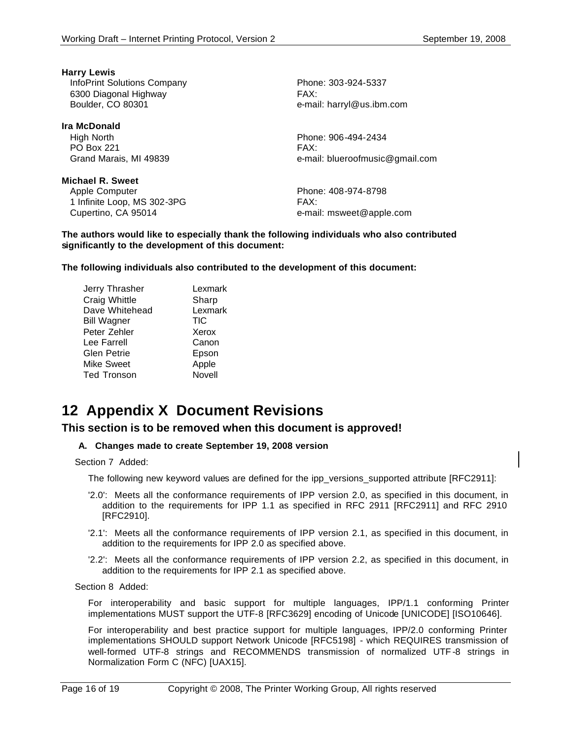**Harry Lewis**
InfoPrint Solutions Company
6300 Diagonal Highway
Boulder, CO 80301

Phone: 303-924-5337
FAX:
e-mail: harryl@us.ibm.com

**Ira McDonald**
High North
PO Box 221
Grand Marais, MI 49839

Phone: 906-494-2434
FAX:
e-mail: blueroofmusic@gmail.com

**Michael R. Sweet**
Apple Computer
1 Infinite Loop, MS 302-3PG
Cupertino, CA 95014

Phone: 408-974-8798
FAX:
e-mail: msweet@apple.com

**The authors would like to especially thank the following individuals who also contributed significantly to the development of this document:**

**The following individuals also contributed to the development of this document:**

| | |
|---|---|
| Jerry Thrasher | Lexmark |
| Craig Whittle | Sharp |
| Dave Whitehead | Lexmark |
| Bill Wagner | TIC |
| Peter Zehler | Xerox |
| Lee Farrell | Canon |
| Glen Petrie | Epson |
| Mike Sweet | Apple |
| Ted Tronson | Novell |

# 12 Appendix X Document Revisions

## This section is to be removed when this document is approved!

**A. Changes made to create September 19, 2008 version**

Section 7 Added:

The following new keyword values are defined for the ipp_versions_supported attribute [RFC2911]:

'2.0': Meets all the conformance requirements of IPP version 2.0, as specified in this document, in addition to the requirements for IPP 1.1 as specified in RFC 2911 [RFC2911] and RFC 2910 [RFC2910].

'2.1': Meets all the conformance requirements of IPP version 2.1, as specified in this document, in addition to the requirements for IPP 2.0 as specified above.

'2.2': Meets all the conformance requirements of IPP version 2.2, as specified in this document, in addition to the requirements for IPP 2.1 as specified above.

Section 8 Added:

For interoperability and basic support for multiple languages, IPP/1.1 conforming Printer implementations MUST support the UTF-8 [RFC3629] encoding of Unicode [UNICODE] [ISO10646].

For interoperability and best practice support for multiple languages, IPP/2.0 conforming Printer implementations SHOULD support Network Unicode [RFC5198] - which REQUIRES transmission of well-formed UTF-8 strings and RECOMMENDS transmission of normalized UTF-8 strings in Normalization Form C (NFC) [UAX15].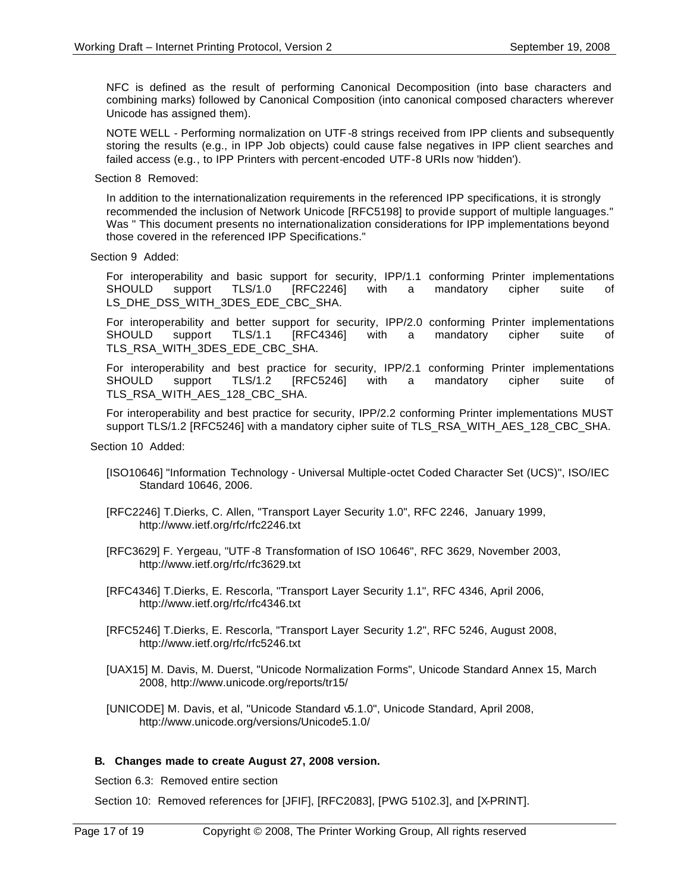NFC is defined as the result of performing Canonical Decomposition (into base characters and combining marks) followed by Canonical Composition (into canonical composed characters wherever Unicode has assigned them).

NOTE WELL - Performing normalization on UTF-8 strings received from IPP clients and subsequently storing the results (e.g., in IPP Job objects) could cause false negatives in IPP client searches and failed access (e.g., to IPP Printers with percent-encoded UTF-8 URIs now 'hidden').

Section 8 Removed:

In addition to the internationalization requirements in the referenced IPP specifications, it is strongly recommended the inclusion of Network Unicode [RFC5198] to provide support of multiple languages." Was " This document presents no internationalization considerations for IPP implementations beyond those covered in the referenced IPP Specifications."

Section 9 Added:

For interoperability and basic support for security, IPP/1.1 conforming Printer implementations SHOULD support TLS/1.0 [RFC2246] with a mandatory cipher suite of LS_DHE_DSS_WITH_3DES_EDE_CBC_SHA.

For interoperability and better support for security, IPP/2.0 conforming Printer implementations SHOULD support TLS/1.1 [RFC4346] with a mandatory cipher suite of TLS_RSA_WITH_3DES_EDE_CBC_SHA.

For interoperability and best practice for security, IPP/2.1 conforming Printer implementations SHOULD support TLS/1.2 [RFC5246] with a mandatory cipher suite of TLS_RSA_WITH_AES_128_CBC_SHA.

For interoperability and best practice for security, IPP/2.2 conforming Printer implementations MUST support TLS/1.2 [RFC5246] with a mandatory cipher suite of TLS_RSA_WITH_AES_128_CBC_SHA.

Section 10 Added:

[ISO10646] "Information Technology - Universal Multiple-octet Coded Character Set (UCS)", ISO/IEC Standard 10646, 2006.

[RFC2246] T.Dierks, C. Allen, "Transport Layer Security 1.0", RFC 2246, January 1999, http://www.ietf.org/rfc/rfc2246.txt

[RFC3629] F. Yergeau, "UTF-8 Transformation of ISO 10646", RFC 3629, November 2003, http://www.ietf.org/rfc/rfc3629.txt

[RFC4346] T.Dierks, E. Rescorla, "Transport Layer Security 1.1", RFC 4346, April 2006, http://www.ietf.org/rfc/rfc4346.txt

[RFC5246] T.Dierks, E. Rescorla, "Transport Layer Security 1.2", RFC 5246, August 2008, http://www.ietf.org/rfc/rfc5246.txt

[UAX15] M. Davis, M. Duerst, "Unicode Normalization Forms", Unicode Standard Annex 15, March 2008, http://www.unicode.org/reports/tr15/

[UNICODE] M. Davis, et al, "Unicode Standard v5.1.0", Unicode Standard, April 2008, http://www.unicode.org/versions/Unicode5.1.0/

### B. Changes made to create August 27, 2008 version.

Section 6.3: Removed entire section

Section 10: Removed references for [JFIF], [RFC2083], [PWG 5102.3], and [X-PRINT].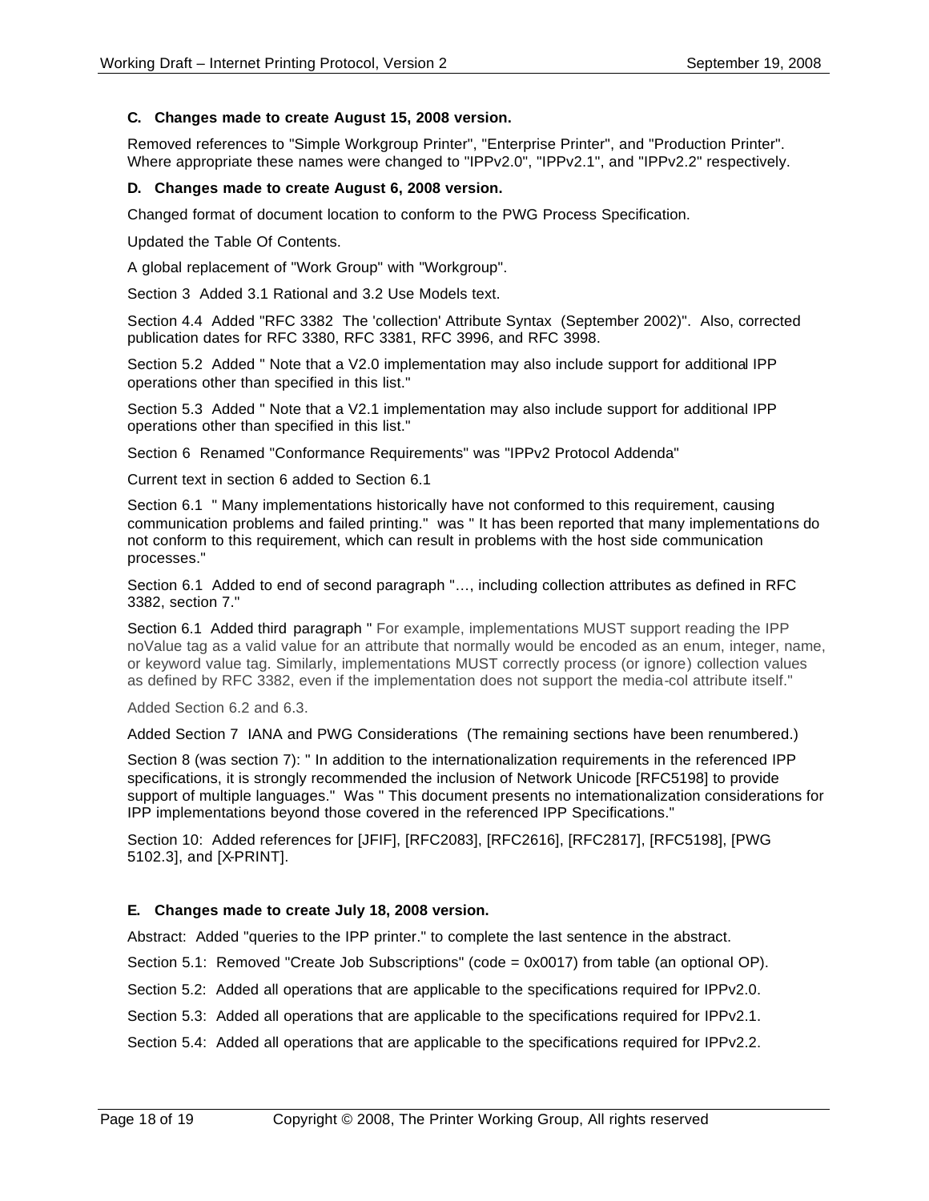### C. Changes made to create August 15, 2008 version.

Removed references to "Simple Workgroup Printer", "Enterprise Printer", and "Production Printer". Where appropriate these names were changed to "IPPv2.0", "IPPv2.1", and "IPPv2.2" respectively.

### D. Changes made to create August 6, 2008 version.

Changed format of document location to conform to the PWG Process Specification.

Updated the Table Of Contents.

A global replacement of "Work Group" with "Workgroup".

Section 3 Added 3.1 Rational and 3.2 Use Models text.

Section 4.4 Added "RFC 3382 The 'collection' Attribute Syntax (September 2002)". Also, corrected publication dates for RFC 3380, RFC 3381, RFC 3996, and RFC 3998.

Section 5.2 Added " Note that a V2.0 implementation may also include support for additional IPP operations other than specified in this list."

Section 5.3 Added " Note that a V2.1 implementation may also include support for additional IPP operations other than specified in this list."

Section 6 Renamed "Conformance Requirements" was "IPPv2 Protocol Addenda"

Current text in section 6 added to Section 6.1

Section 6.1 " Many implementations historically have not conformed to this requirement, causing communication problems and failed printing." was " It has been reported that many implementations do not conform to this requirement, which can result in problems with the host side communication processes."

Section 6.1 Added to end of second paragraph "…, including collection attributes as defined in RFC 3382, section 7."

Section 6.1 Added third paragraph " For example, implementations MUST support reading the IPP noValue tag as a valid value for an attribute that normally would be encoded as an enum, integer, name, or keyword value tag. Similarly, implementations MUST correctly process (or ignore) collection values as defined by RFC 3382, even if the implementation does not support the media-col attribute itself."

Added Section 6.2 and 6.3.

Added Section 7 IANA and PWG Considerations (The remaining sections have been renumbered.)

Section 8 (was section 7): " In addition to the internationalization requirements in the referenced IPP specifications, it is strongly recommended the inclusion of Network Unicode [RFC5198] to provide support of multiple languages." Was " This document presents no internationalization considerations for IPP implementations beyond those covered in the referenced IPP Specifications."

Section 10: Added references for [JFIF], [RFC2083], [RFC2616], [RFC2817], [RFC5198], [PWG 5102.3], and [X-PRINT].

### E. Changes made to create July 18, 2008 version.

Abstract: Added "queries to the IPP printer." to complete the last sentence in the abstract.

Section 5.1: Removed "Create Job Subscriptions" (code = 0x0017) from table (an optional OP).

Section 5.2: Added all operations that are applicable to the specifications required for IPPv2.0.

Section 5.3: Added all operations that are applicable to the specifications required for IPPv2.1.

Section 5.4: Added all operations that are applicable to the specifications required for IPPv2.2.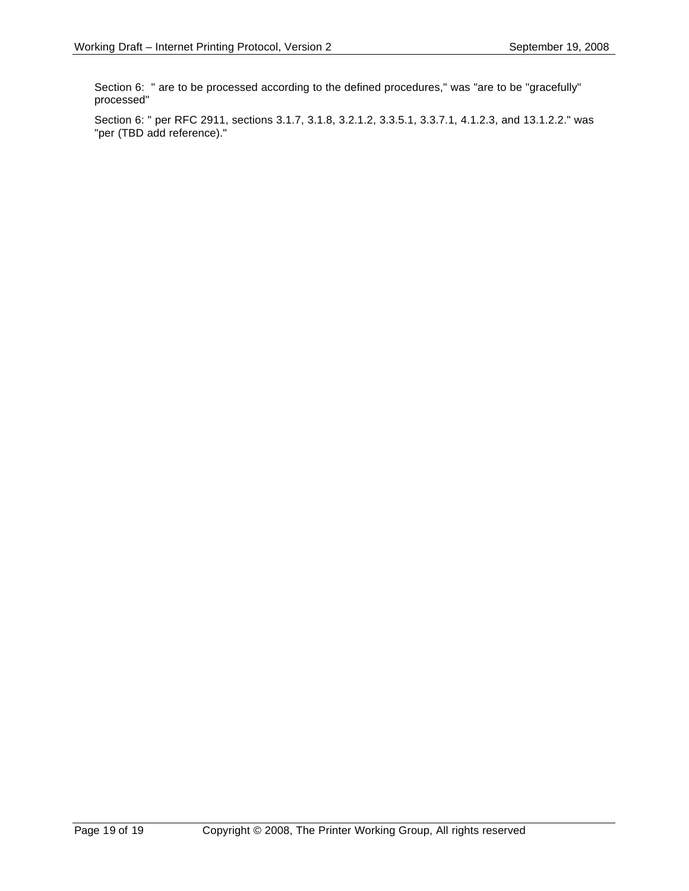Section 6:  " are to be processed according to the defined procedures," was "are to be "gracefully" processed"

Section 6: " per RFC 2911, sections 3.1.7, 3.1.8, 3.2.1.2, 3.3.5.1, 3.3.7.1, 4.1.2.3, and 13.1.2.2." was "per (TBD add reference)."